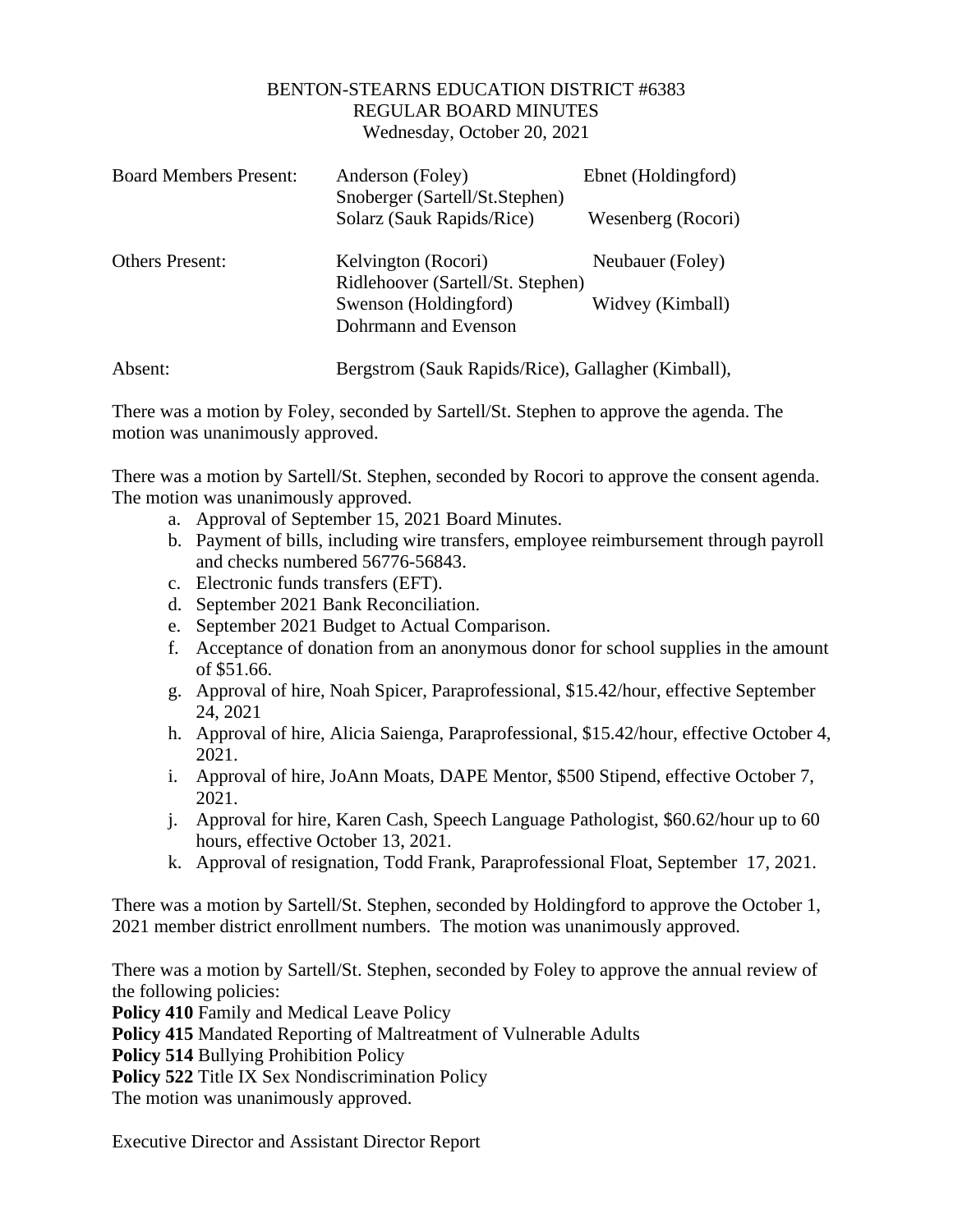BENTON-STEARNS EDUCATION DISTRICT #6383
REGULAR BOARD MINUTES
Wednesday, October 20, 2021

| | | |
|---|---|---|
| Board Members Present: | Anderson (Foley) | Ebnet (Holdingford) |
| | Snoberger (Sartell/St.Stephen) | |
| | Solarz (Sauk Rapids/Rice) | Wesenberg (Rocori) |
| Others Present: | Kelvington (Rocori) | Neubauer (Foley) |
| | Ridlehoover (Sartell/St. Stephen) | |
| | Swenson (Holdingford) | Widvey (Kimball) |
| | Dohrmann and Evenson | |
| Absent: | Bergstrom (Sauk Rapids/Rice), Gallagher (Kimball), | |

There was a motion by Foley, seconded by Sartell/St. Stephen to approve the agenda. The motion was unanimously approved.

There was a motion by Sartell/St. Stephen, seconded by Rocori to approve the consent agenda. The motion was unanimously approved.

a. Approval of September 15, 2021 Board Minutes.
b. Payment of bills, including wire transfers, employee reimbursement through payroll and checks numbered 56776-56843.
c. Electronic funds transfers (EFT).
d. September 2021 Bank Reconciliation.
e. September 2021 Budget to Actual Comparison.
f. Acceptance of donation from an anonymous donor for school supplies in the amount of $51.66.
g. Approval of hire, Noah Spicer, Paraprofessional, $15.42/hour, effective September 24, 2021
h. Approval of hire, Alicia Saienga, Paraprofessional, $15.42/hour, effective October 4, 2021.
i. Approval of hire, JoAnn Moats, DAPE Mentor, $500 Stipend, effective October 7, 2021.
j. Approval for hire, Karen Cash, Speech Language Pathologist, $60.62/hour up to 60 hours, effective October 13, 2021.
k. Approval of resignation, Todd Frank, Paraprofessional Float, September 17, 2021.

There was a motion by Sartell/St. Stephen, seconded by Holdingford to approve the October 1, 2021 member district enrollment numbers. The motion was unanimously approved.

There was a motion by Sartell/St. Stephen, seconded by Foley to approve the annual review of the following policies:

**Policy 410** Family and Medical Leave Policy
**Policy 415** Mandated Reporting of Maltreatment of Vulnerable Adults
**Policy 514** Bullying Prohibition Policy
**Policy 522** Title IX Sex Nondiscrimination Policy
The motion was unanimously approved.

Executive Director and Assistant Director Report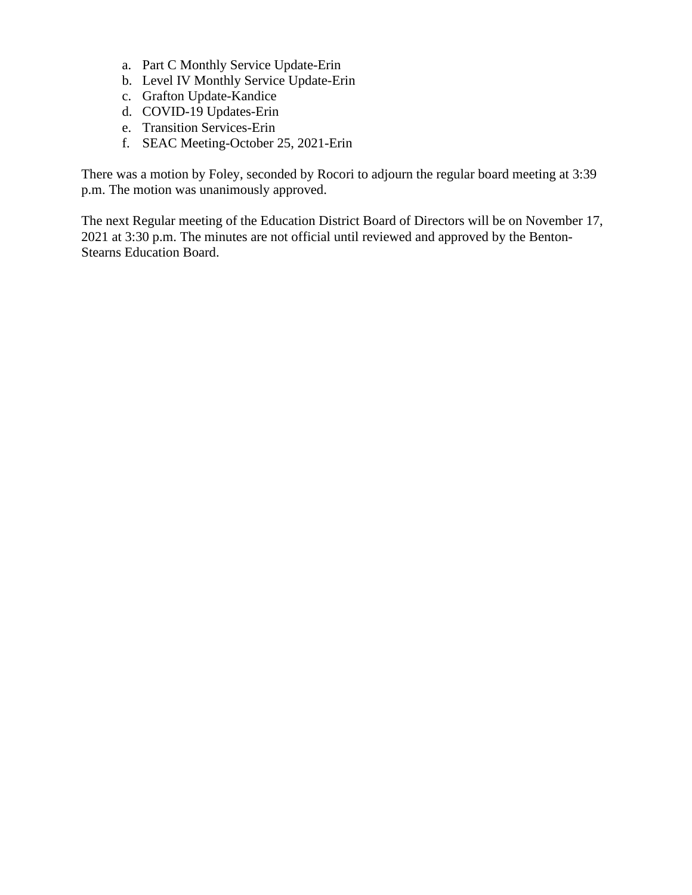a. Part C Monthly Service Update-Erin
b. Level IV Monthly Service Update-Erin
c. Grafton Update-Kandice
d. COVID-19 Updates-Erin
e. Transition Services-Erin
f. SEAC Meeting-October 25, 2021-Erin

There was a motion by Foley, seconded by Rocori to adjourn the regular board meeting at 3:39 p.m. The motion was unanimously approved.

The next Regular meeting of the Education District Board of Directors will be on November 17, 2021 at 3:30 p.m. The minutes are not official until reviewed and approved by the Benton-Stearns Education Board.